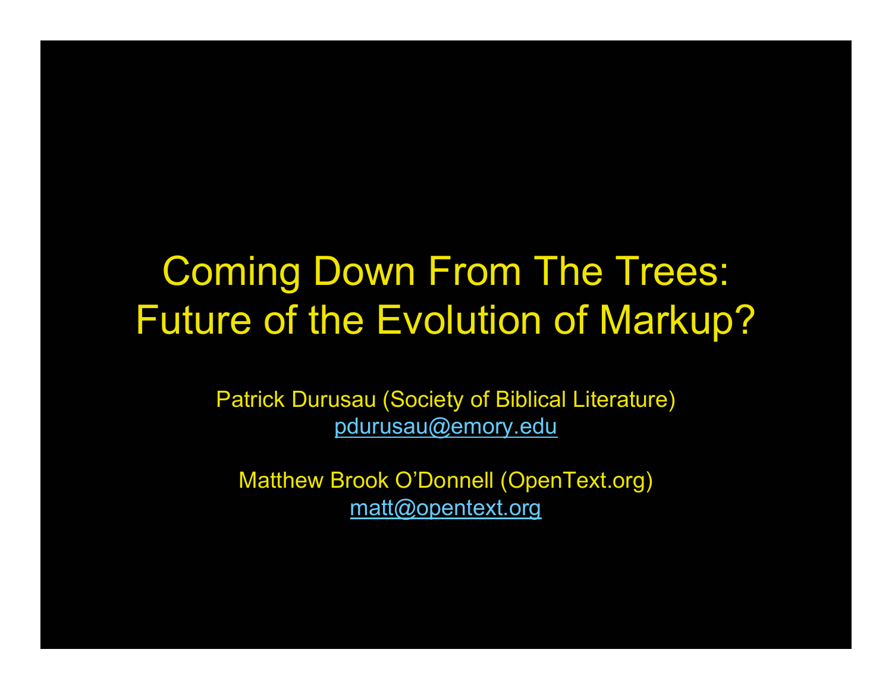# Coming Down From The Trees: Future of the Evolution of Markup?

Patrick Durusau (Society of Biblical Literature)
pdurusau@emory.edu

Matthew Brook O'Donnell (OpenText.org)
matt@opentext.org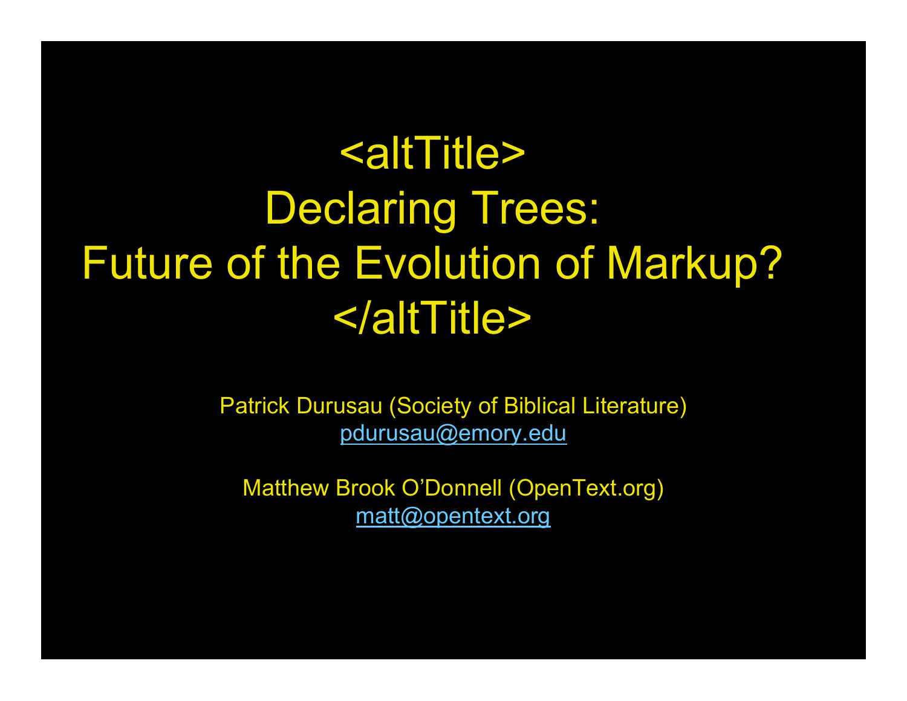# <altTitle> Declaring Trees: Future of the Evolution of Markup? </altTitle>

Patrick Durusau (Society of Biblical Literature)
pdurusau@emory.edu

Matthew Brook O'Donnell (OpenText.org)
matt@opentext.org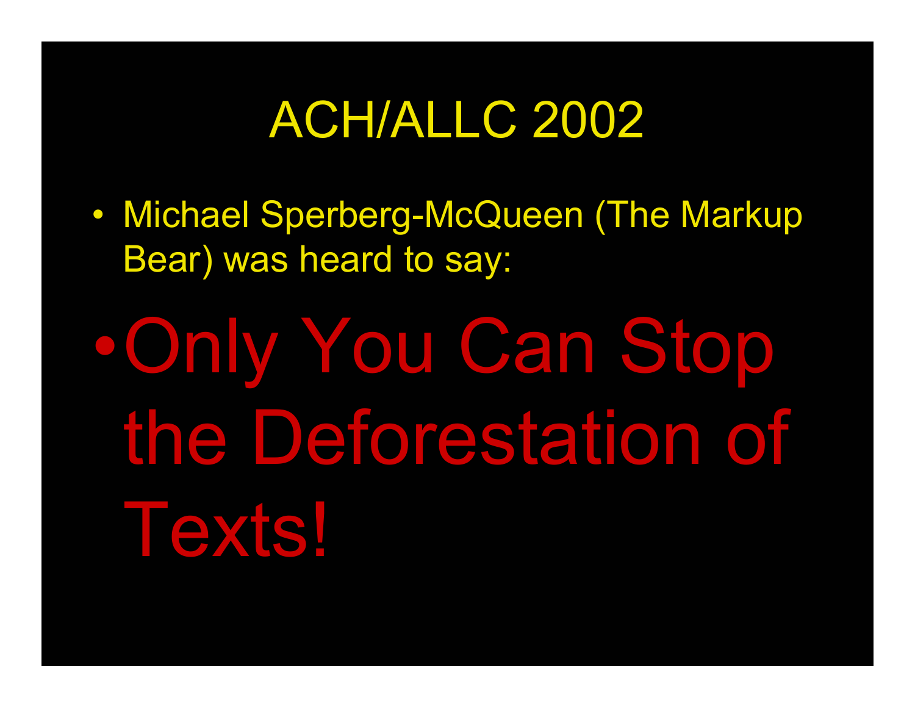# ACH/ALLC 2002

- Michael Sperberg-McQueen (The Markup Bear) was heard to say:
- Only You Can Stop the Deforestation of Texts!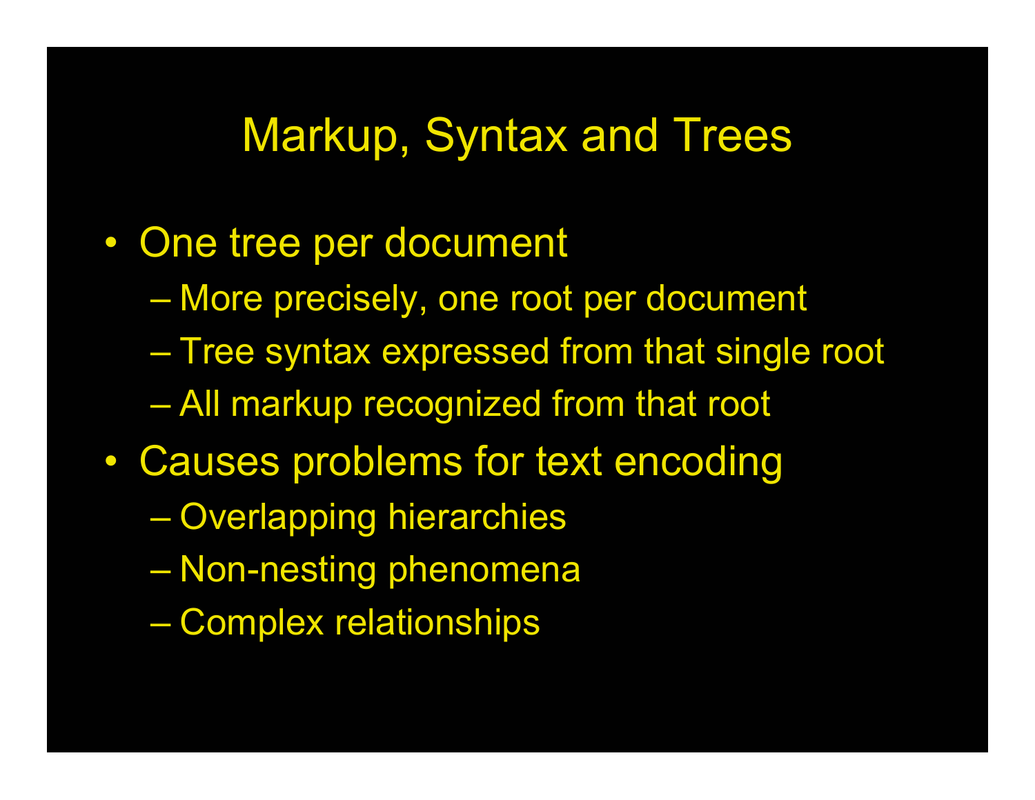# Markup, Syntax and Trees

- One tree per document
  - More precisely, one root per document
  - Tree syntax expressed from that single root
  - All markup recognized from that root
- Causes problems for text encoding
  - Overlapping hierarchies
  - Non-nesting phenomena
  - Complex relationships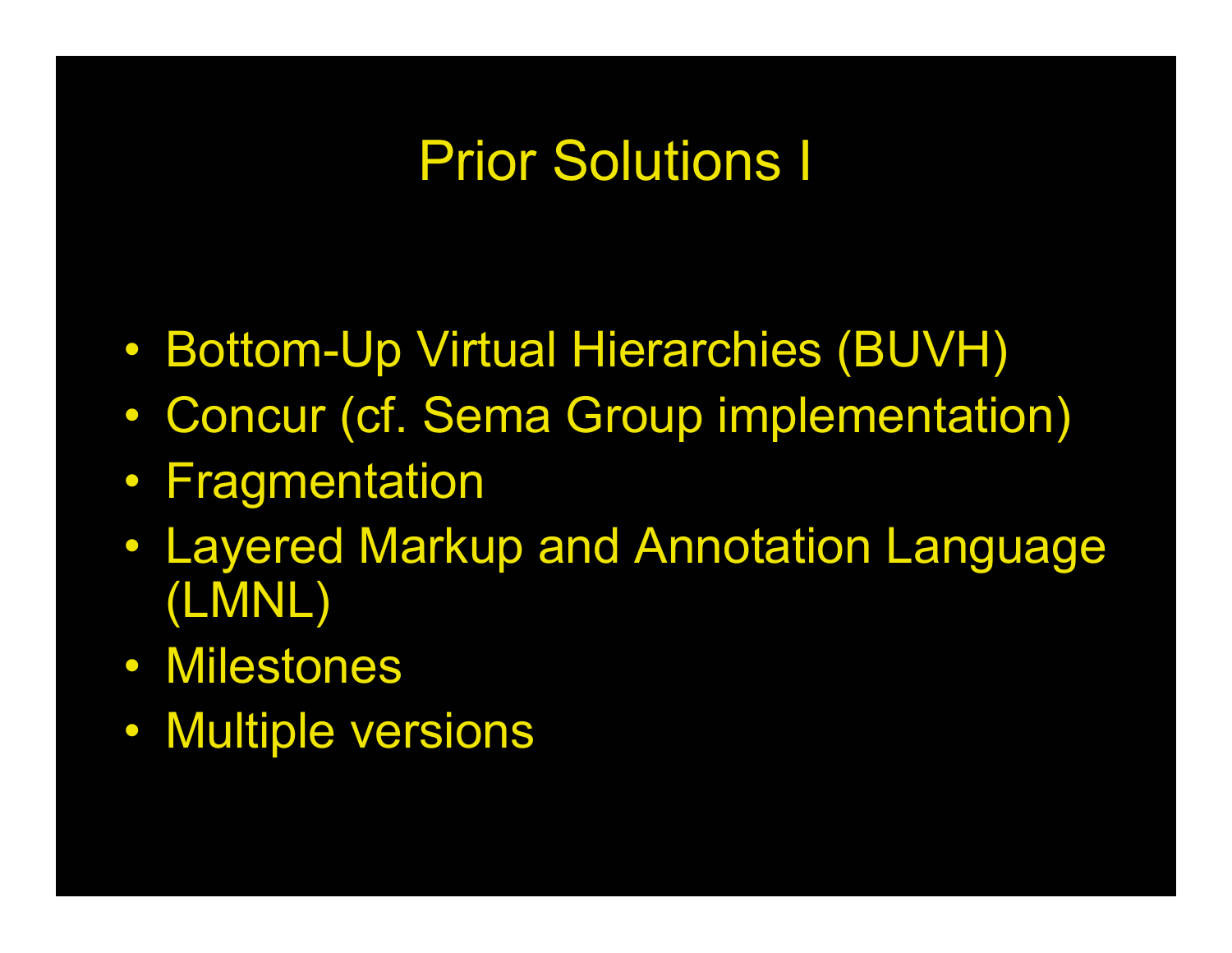# Prior Solutions I

- Bottom-Up Virtual Hierarchies (BUVH)
- Concur (cf. Sema Group implementation)
- Fragmentation
- Layered Markup and Annotation Language (LMNL)
- Milestones
- Multiple versions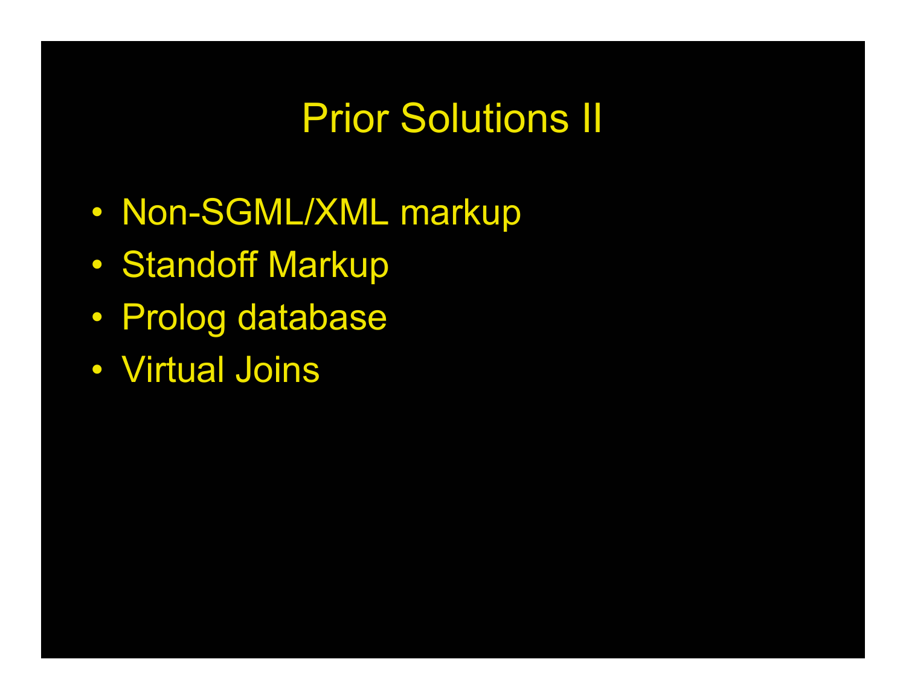# Prior Solutions II

- Non-SGML/XML markup
- Standoff Markup
- Prolog database
- Virtual Joins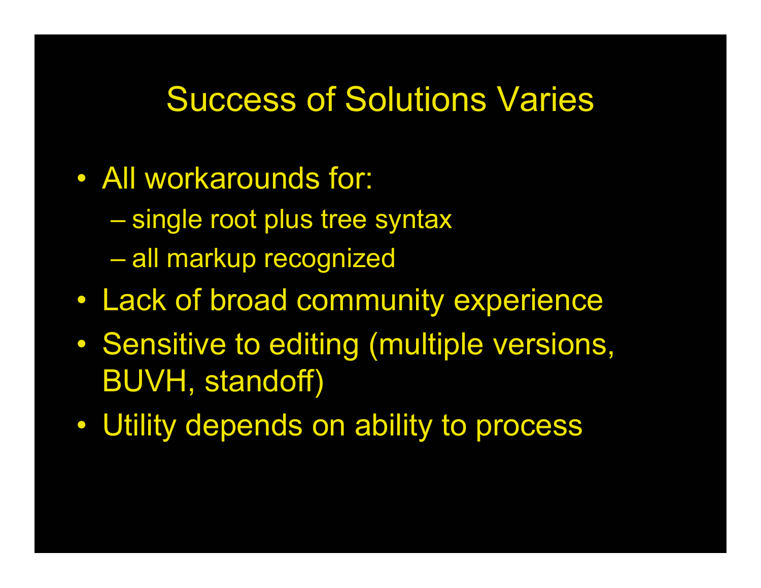# Success of Solutions Varies

- All workarounds for:
  - single root plus tree syntax
  - all markup recognized
- Lack of broad community experience
- Sensitive to editing (multiple versions, BUVH, standoff)
- Utility depends on ability to process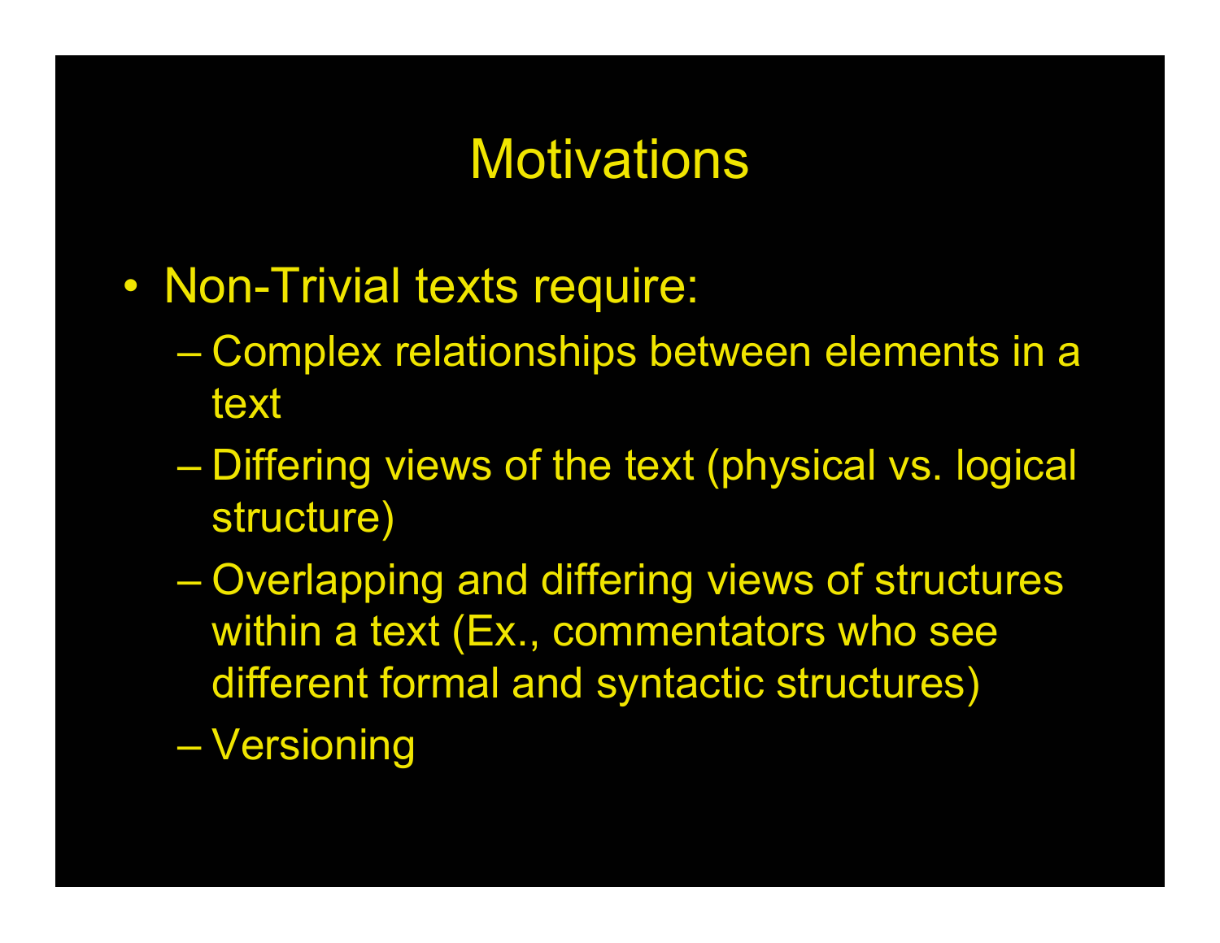# Motivations

- Non-Trivial texts require:
  - Complex relationships between elements in a text
  - Differing views of the text (physical vs. logical structure)
  - Overlapping and differing views of structures within a text (Ex., commentators who see different formal and syntactic structures)
  - Versioning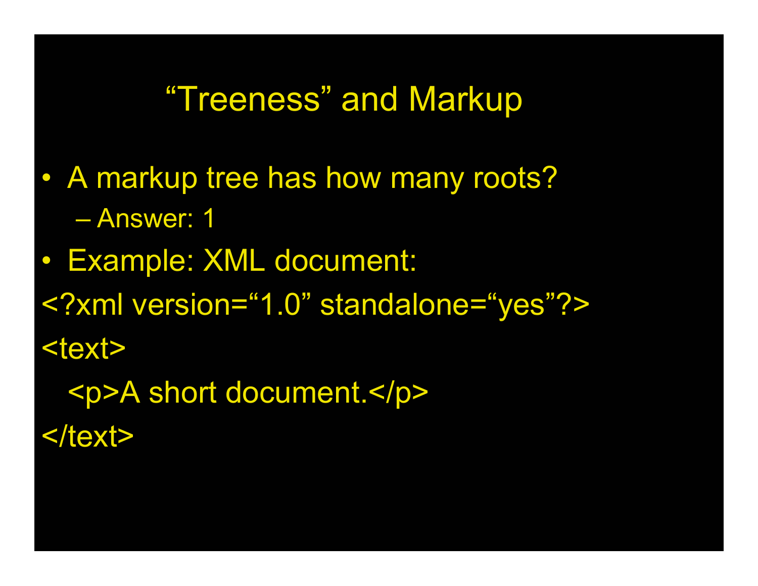# “Treeness” and Markup

- A markup tree has how many roots?
  - Answer: 1
- Example: XML document:

```
<?xml version=“1.0” standalone=“yes”?>
<text>
  <p>A short document.</p>
</text>
```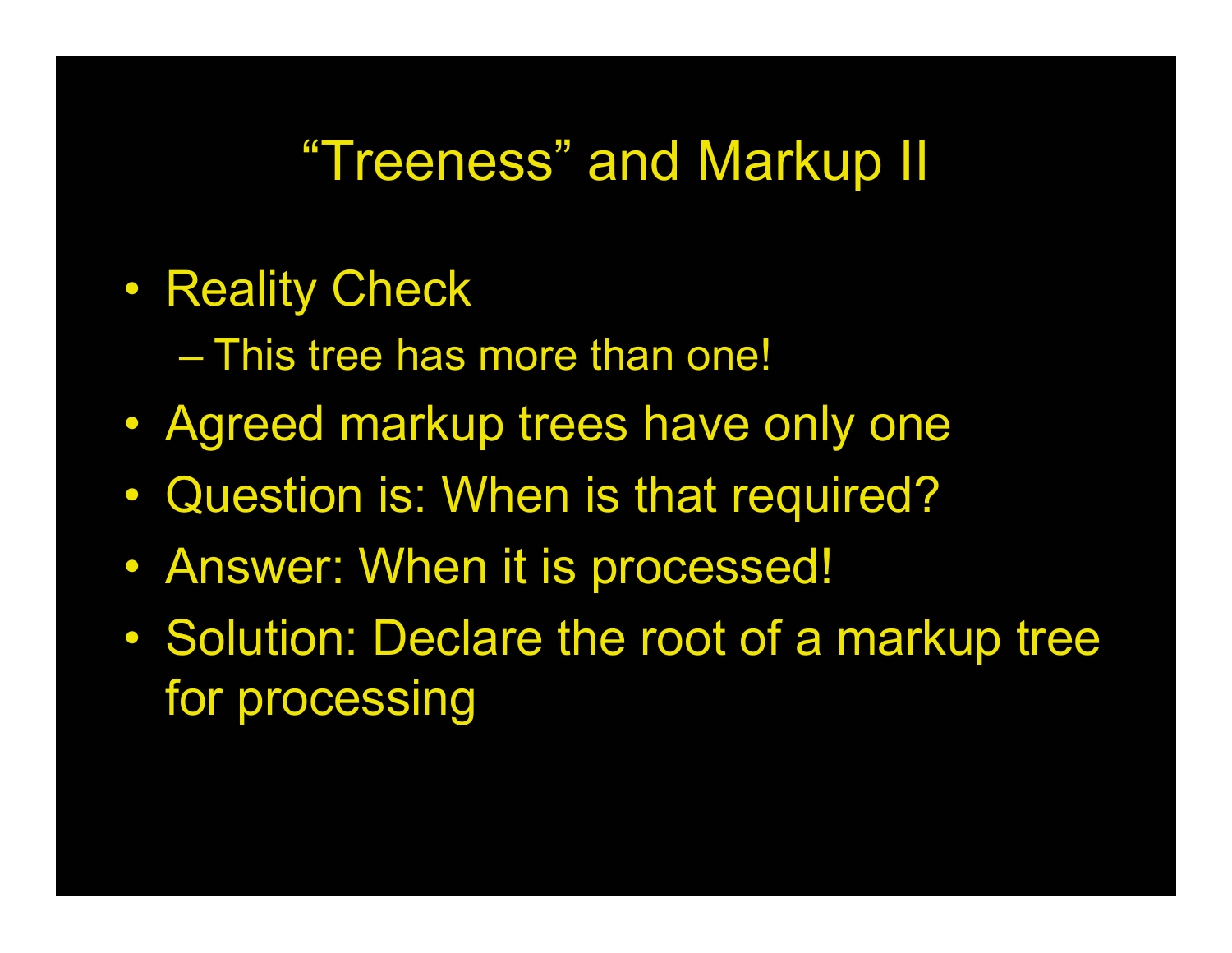# “Treeness” and Markup II

- Reality Check
  - This tree has more than one!
- Agreed markup trees have only one
- Question is: When is that required?
- Answer: When it is processed!
- Solution: Declare the root of a markup tree for processing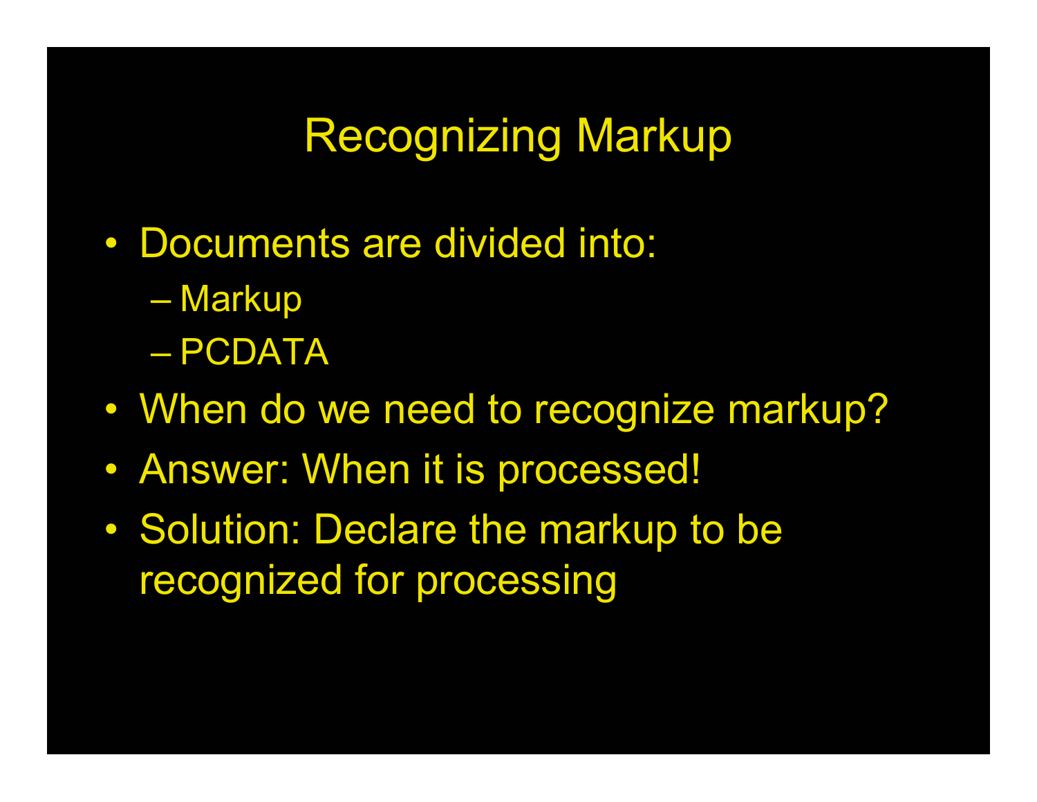# Recognizing Markup

- Documents are divided into:
  - Markup
  - PCDATA
- When do we need to recognize markup?
- Answer: When it is processed!
- Solution: Declare the markup to be recognized for processing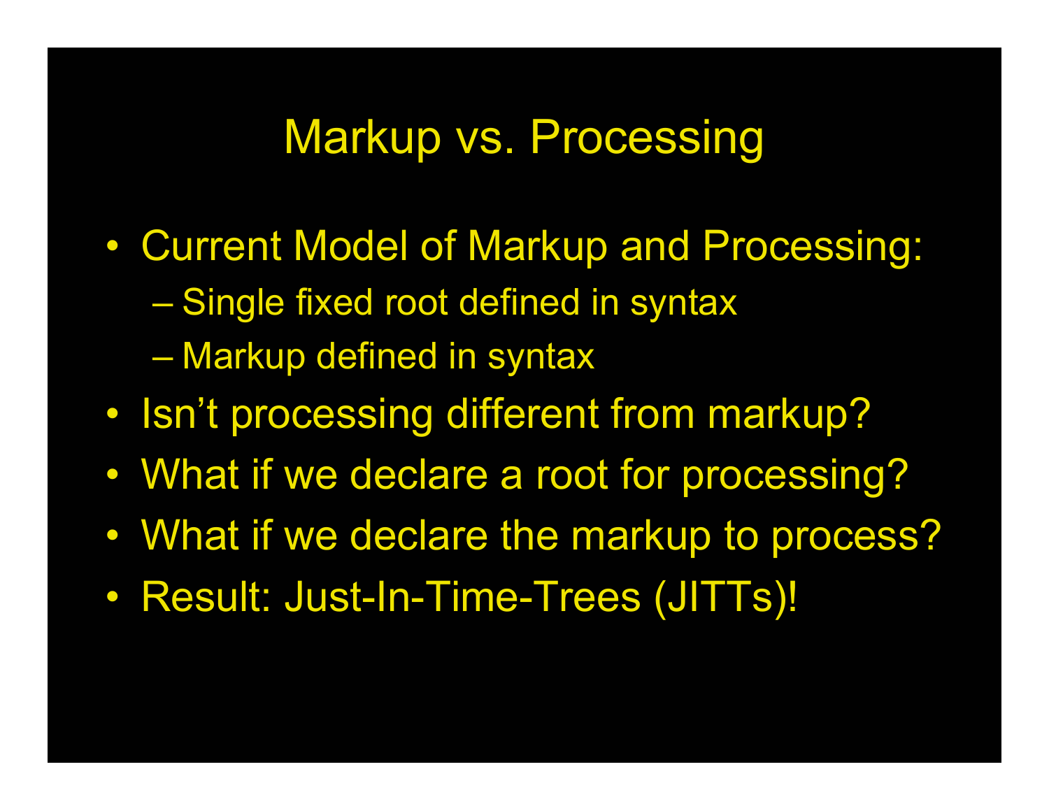# Markup vs. Processing

- Current Model of Markup and Processing:
  - Single fixed root defined in syntax
  - Markup defined in syntax
- Isn't processing different from markup?
- What if we declare a root for processing?
- What if we declare the markup to process?
- Result: Just-In-Time-Trees (JITTs)!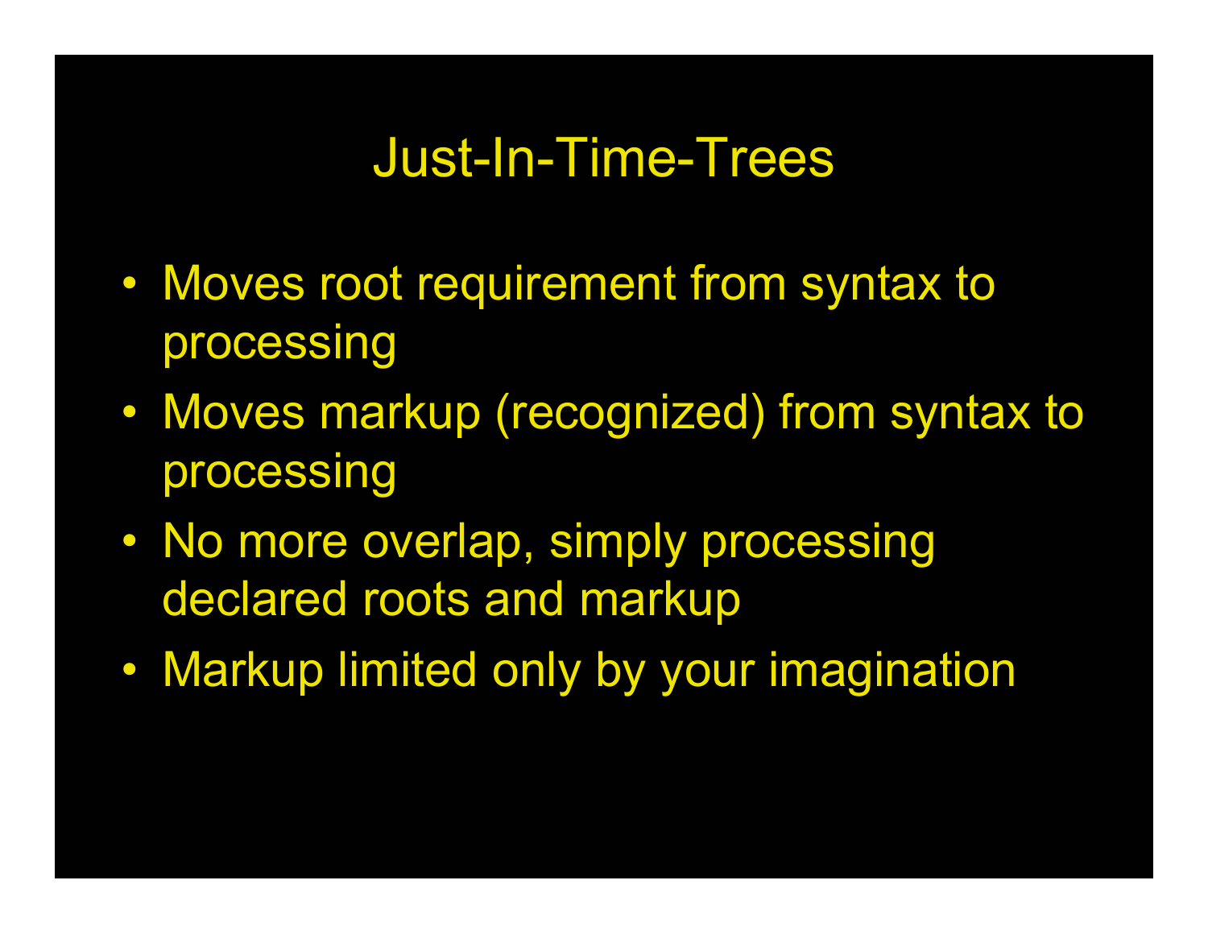# Just-In-Time-Trees

- Moves root requirement from syntax to processing
- Moves markup (recognized) from syntax to processing
- No more overlap, simply processing declared roots and markup
- Markup limited only by your imagination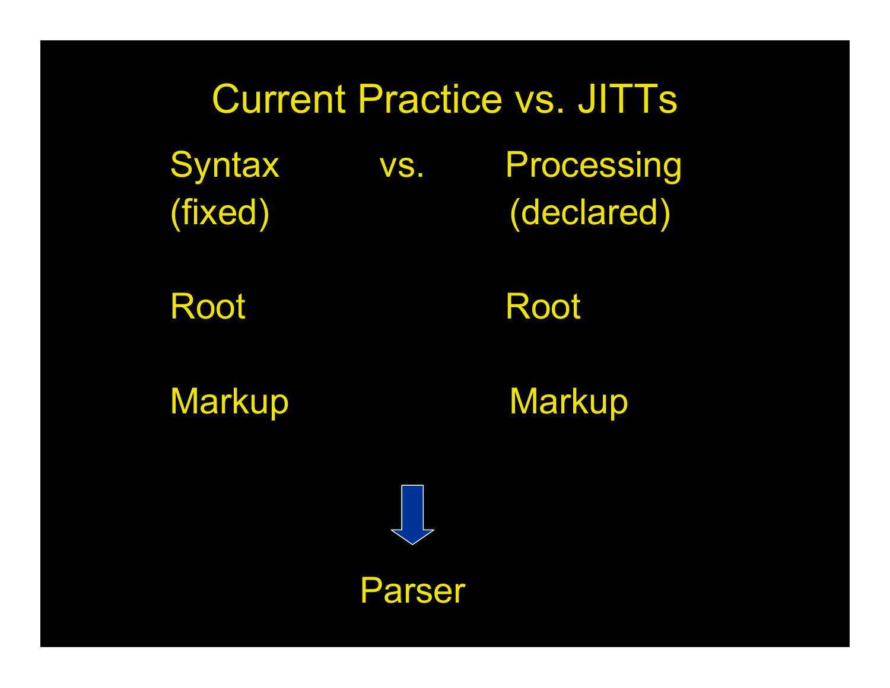# Current Practice vs. JITTs

| Syntax (fixed) | vs. | Processing (declared) |
|---|---|---|
| Root | | Root |
| Markup | | Markup |

↓

Parser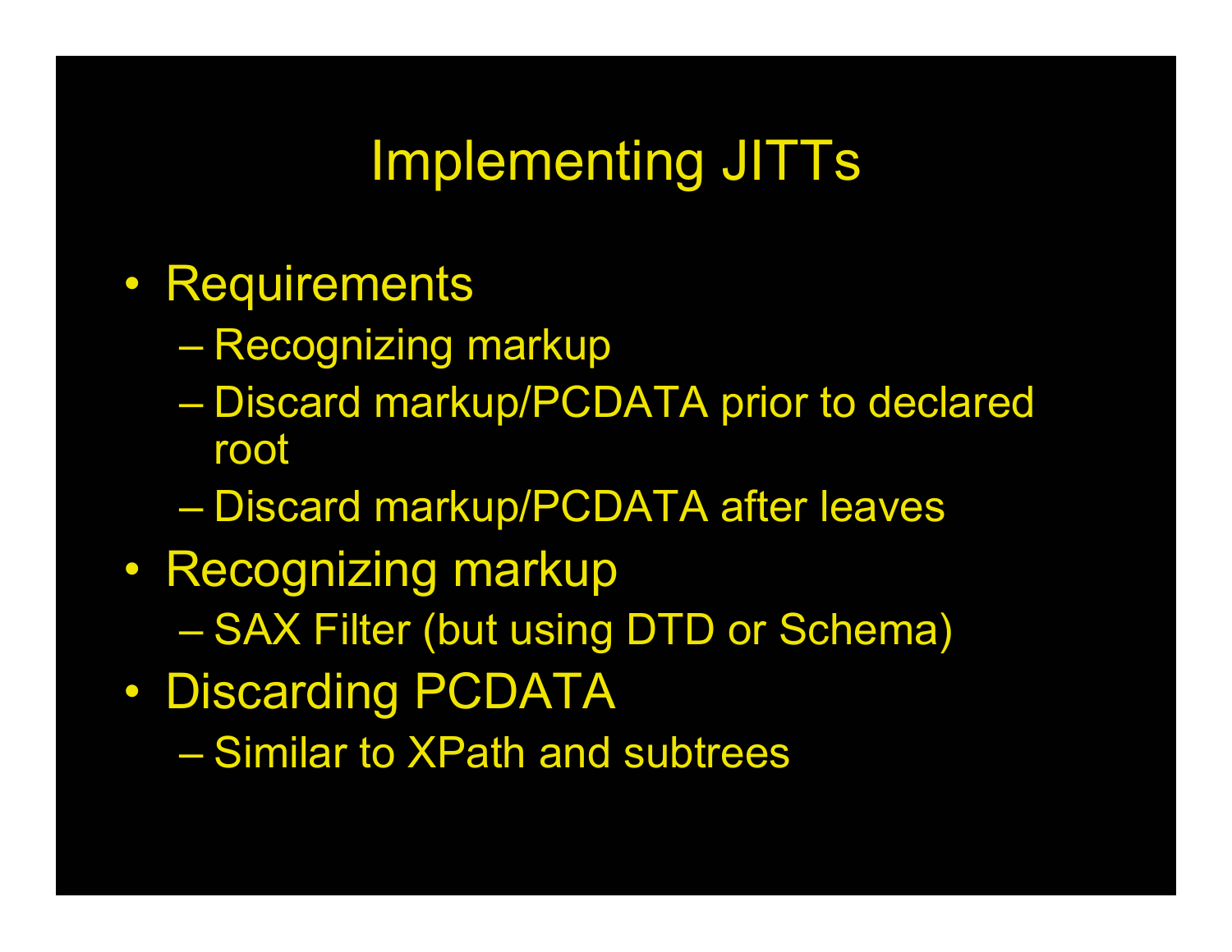# Implementing JITTs

- Requirements
  - Recognizing markup
  - Discard markup/PCDATA prior to declared root
  - Discard markup/PCDATA after leaves
- Recognizing markup
  - SAX Filter (but using DTD or Schema)
- Discarding PCDATA
  - Similar to XPath and subtrees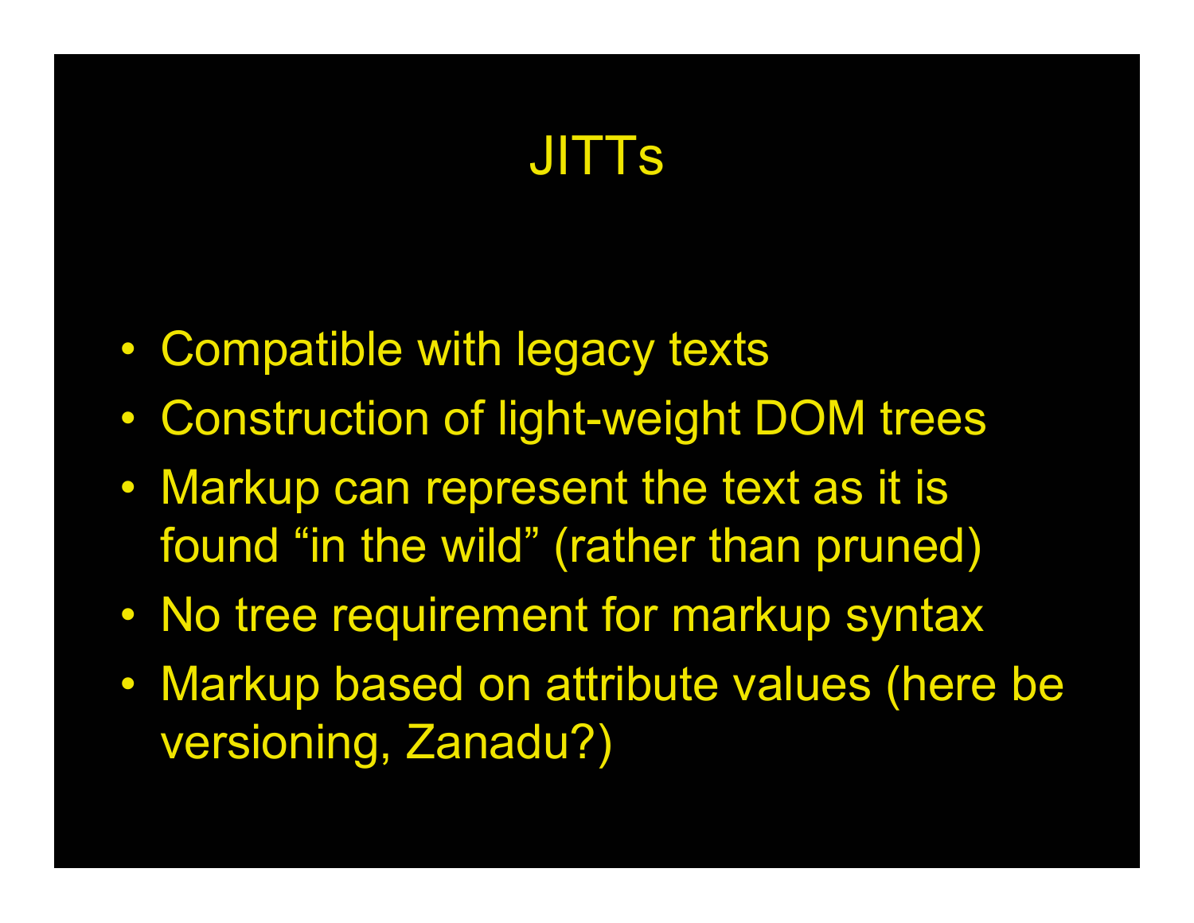# JITTs

- Compatible with legacy texts
- Construction of light-weight DOM trees
- Markup can represent the text as it is found “in the wild” (rather than pruned)
- No tree requirement for markup syntax
- Markup based on attribute values (here be versioning, Zanadu?)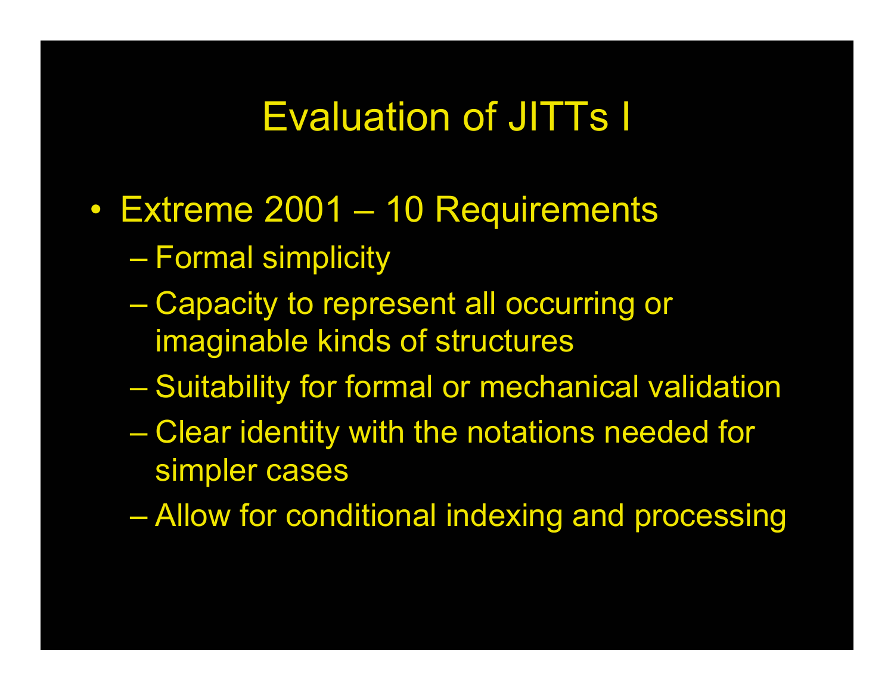# Evaluation of JITTs I

- Extreme 2001 – 10 Requirements
  - Formal simplicity
  - Capacity to represent all occurring or imaginable kinds of structures
  - Suitability for formal or mechanical validation
  - Clear identity with the notations needed for simpler cases
  - Allow for conditional indexing and processing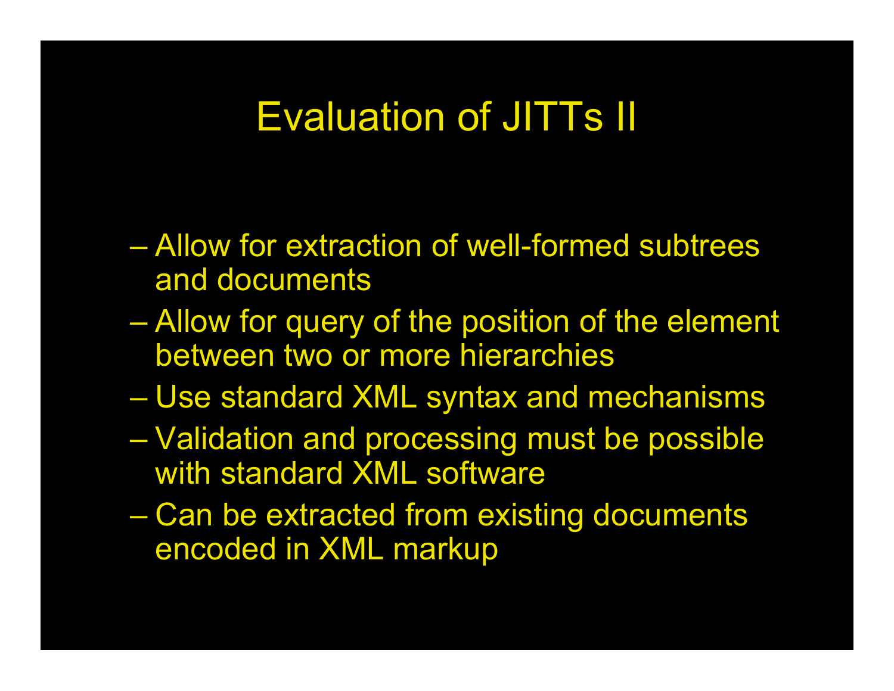# Evaluation of JITTs II

- Allow for extraction of well-formed subtrees and documents
- Allow for query of the position of the element between two or more hierarchies
- Use standard XML syntax and mechanisms
- Validation and processing must be possible with standard XML software
- Can be extracted from existing documents encoded in XML markup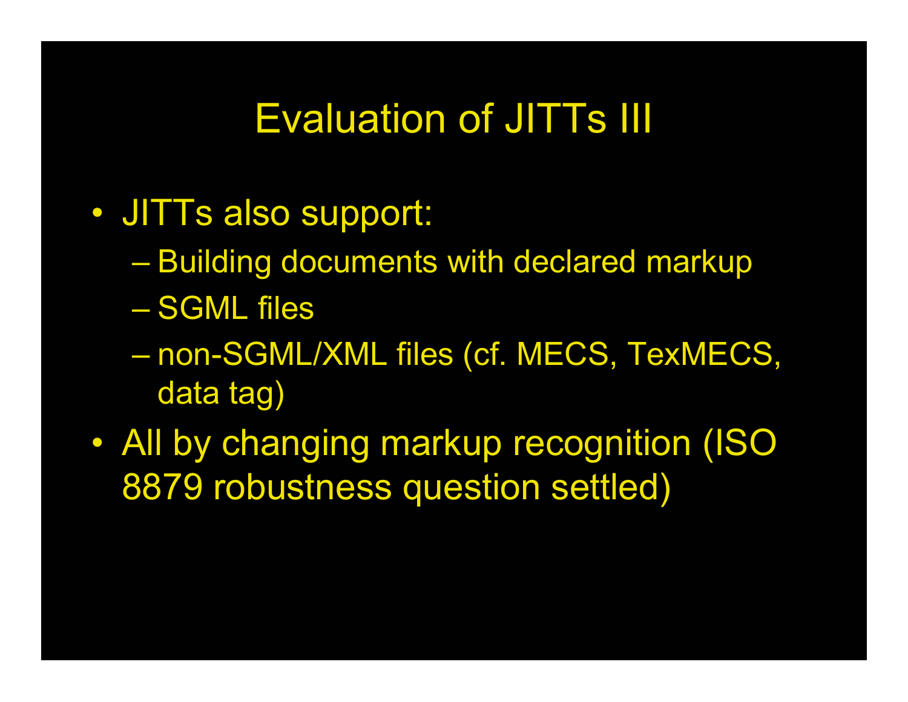# Evaluation of JITTs III

- JITTs also support:
  - Building documents with declared markup
  - SGML files
  - non-SGML/XML files (cf. MECS, TexMECS, data tag)
- All by changing markup recognition (ISO 8879 robustness question settled)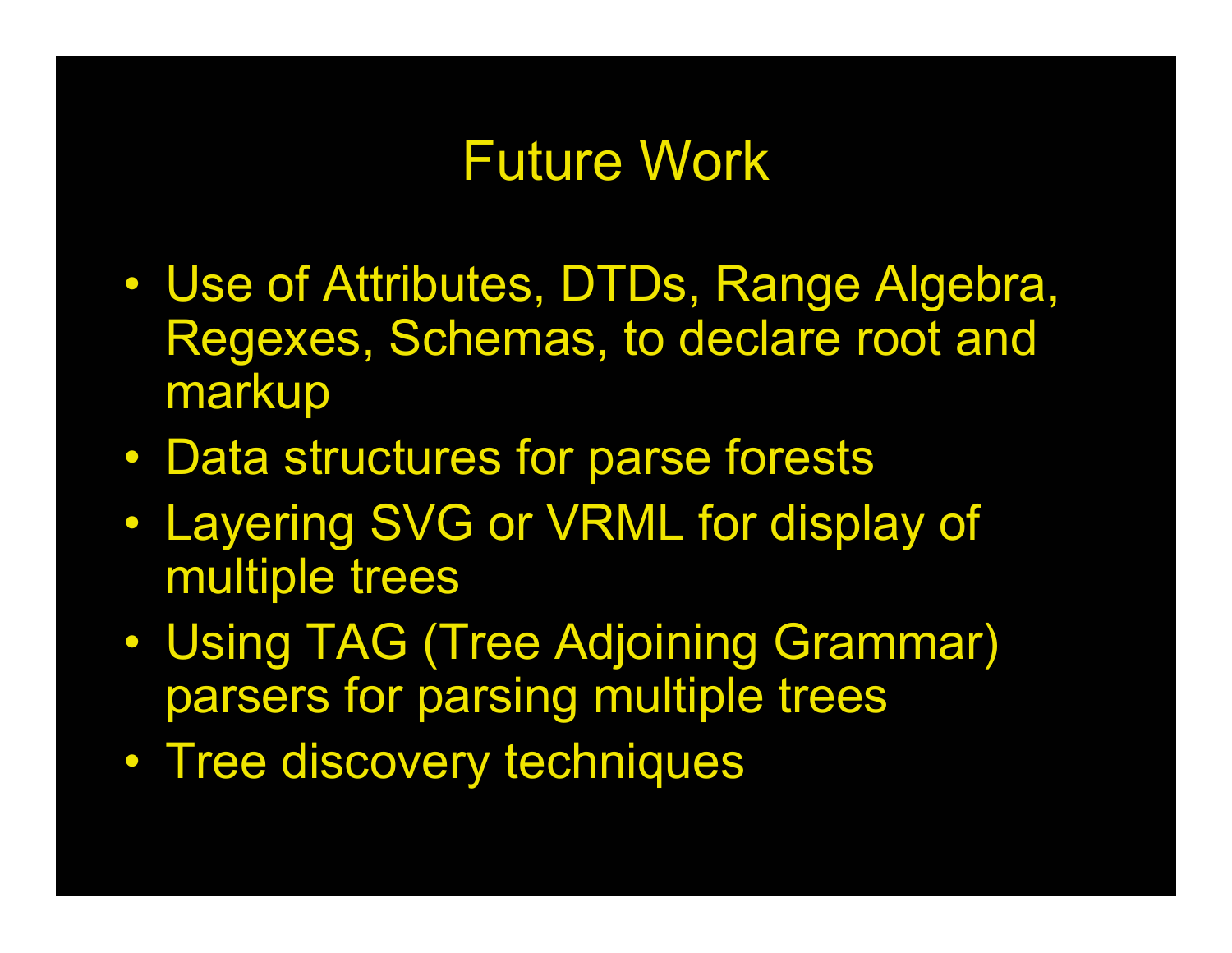# Future Work

- Use of Attributes, DTDs, Range Algebra, Regexes, Schemas, to declare root and markup
- Data structures for parse forests
- Layering SVG or VRML for display of multiple trees
- Using TAG (Tree Adjoining Grammar) parsers for parsing multiple trees
- Tree discovery techniques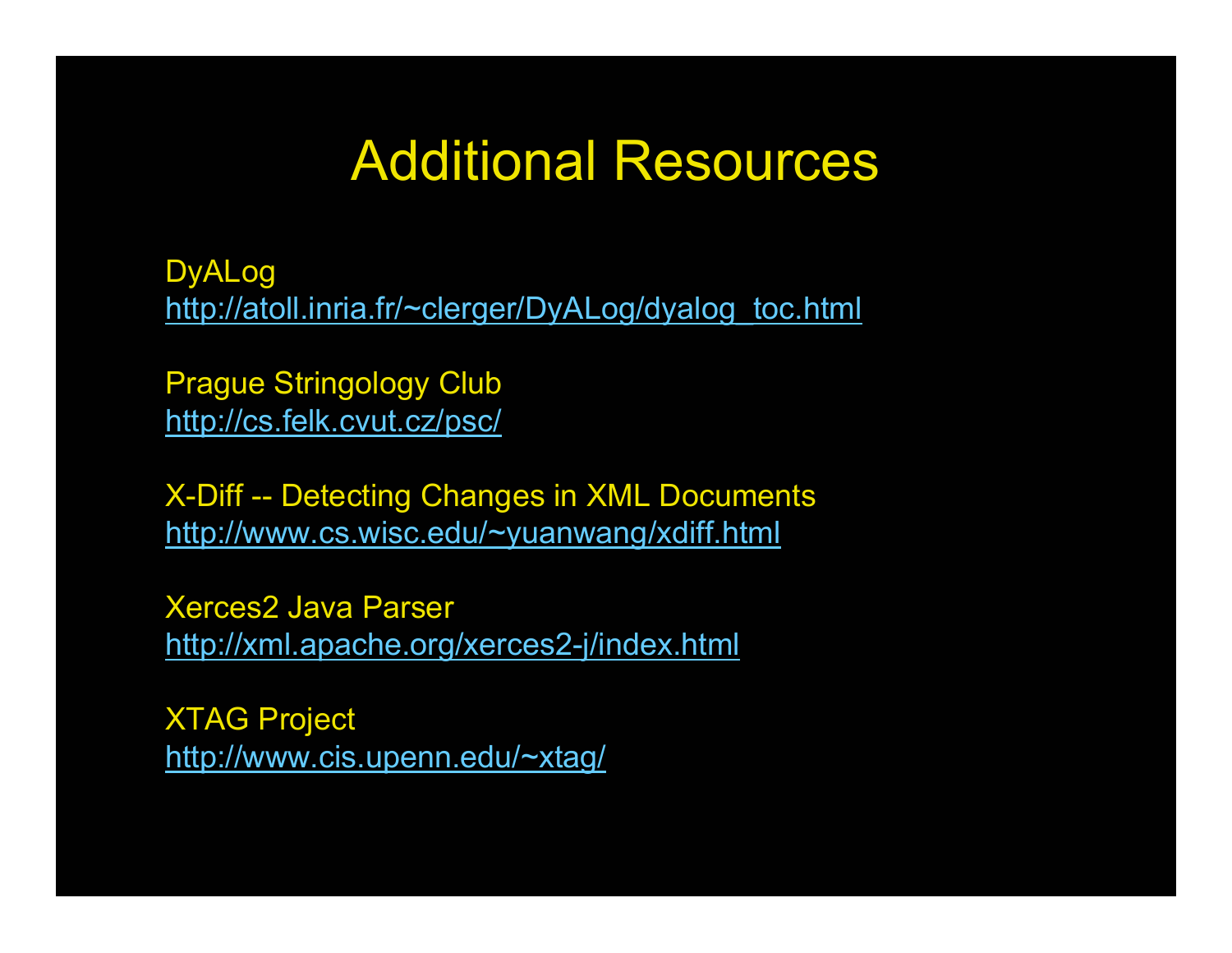# Additional Resources

DyALog
http://atoll.inria.fr/~clerger/DyALog/dyalog_toc.html

Prague Stringology Club
http://cs.felk.cvut.cz/psc/

X-Diff -- Detecting Changes in XML Documents
http://www.cs.wisc.edu/~yuanwang/xdiff.html

Xerces2 Java Parser
http://xml.apache.org/xerces2-j/index.html

XTAG Project
http://www.cis.upenn.edu/~xtag/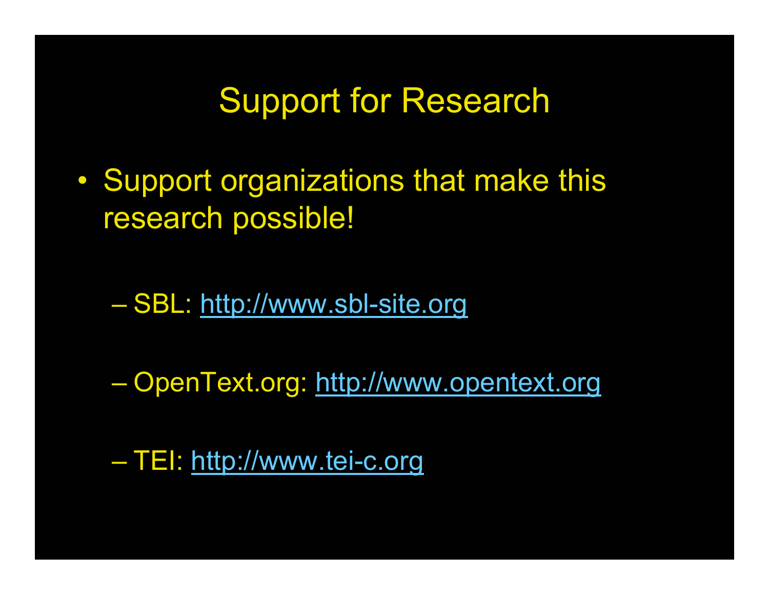# Support for Research

- Support organizations that make this research possible!
  - SBL: http://www.sbl-site.org
  - OpenText.org: http://www.opentext.org
  - TEI: http://www.tei-c.org